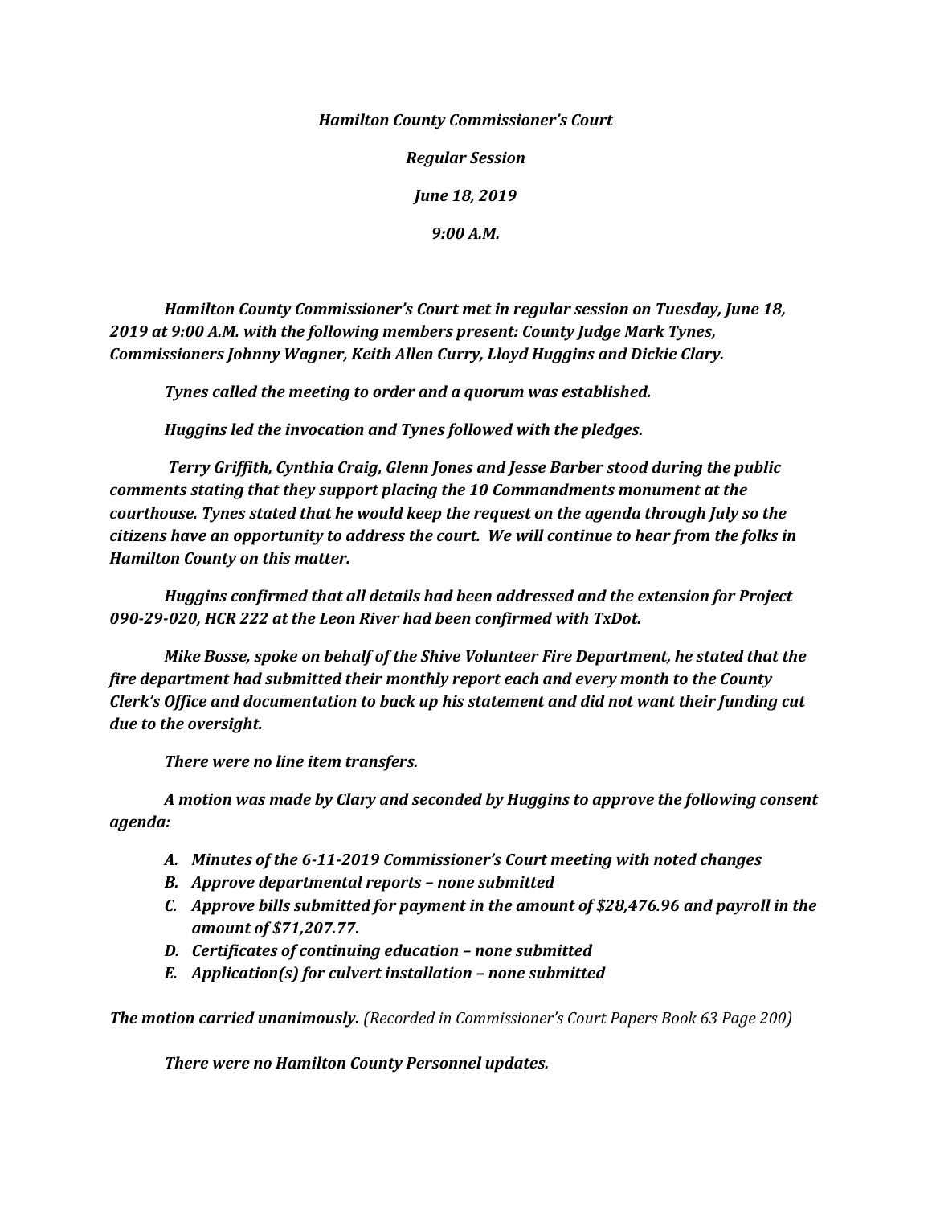***Hamilton County Commissioner's Court***

***Regular Session***

***June 18, 2019***

***9:00 A.M.***

***Hamilton County Commissioner's Court met in regular session on Tuesday, June 18, 2019 at 9:00 A.M. with the following members present: County Judge Mark Tynes, Commissioners Johnny Wagner, Keith Allen Curry, Lloyd Huggins and Dickie Clary.***

***Tynes called the meeting to order and a quorum was established.***

***Huggins led the invocation and Tynes followed with the pledges.***

***Terry Griffith, Cynthia Craig, Glenn Jones and Jesse Barber stood during the public comments stating that they support placing the 10 Commandments monument at the courthouse. Tynes stated that he would keep the request on the agenda through July so the citizens have an opportunity to address the court. We will continue to hear from the folks in Hamilton County on this matter.***

***Huggins confirmed that all details had been addressed and the extension for Project 090-29-020, HCR 222 at the Leon River had been confirmed with TxDot.***

***Mike Bosse, spoke on behalf of the Shive Volunteer Fire Department, he stated that the fire department had submitted their monthly report each and every month to the County Clerk's Office and documentation to back up his statement and did not want their funding cut due to the oversight.***

***There were no line item transfers.***

***A motion was made by Clary and seconded by Huggins to approve the following consent agenda:***

***A. Minutes of the 6-11-2019 Commissioner's Court meeting with noted changes***
***B. Approve departmental reports – none submitted***
***C. Approve bills submitted for payment in the amount of $28,476.96 and payroll in the amount of $71,207.77.***
***D. Certificates of continuing education – none submitted***
***E. Application(s) for culvert installation – none submitted***

***The motion carried unanimously.*** *(Recorded in Commissioner's Court Papers Book 63 Page 200)*

***There were no Hamilton County Personnel updates.***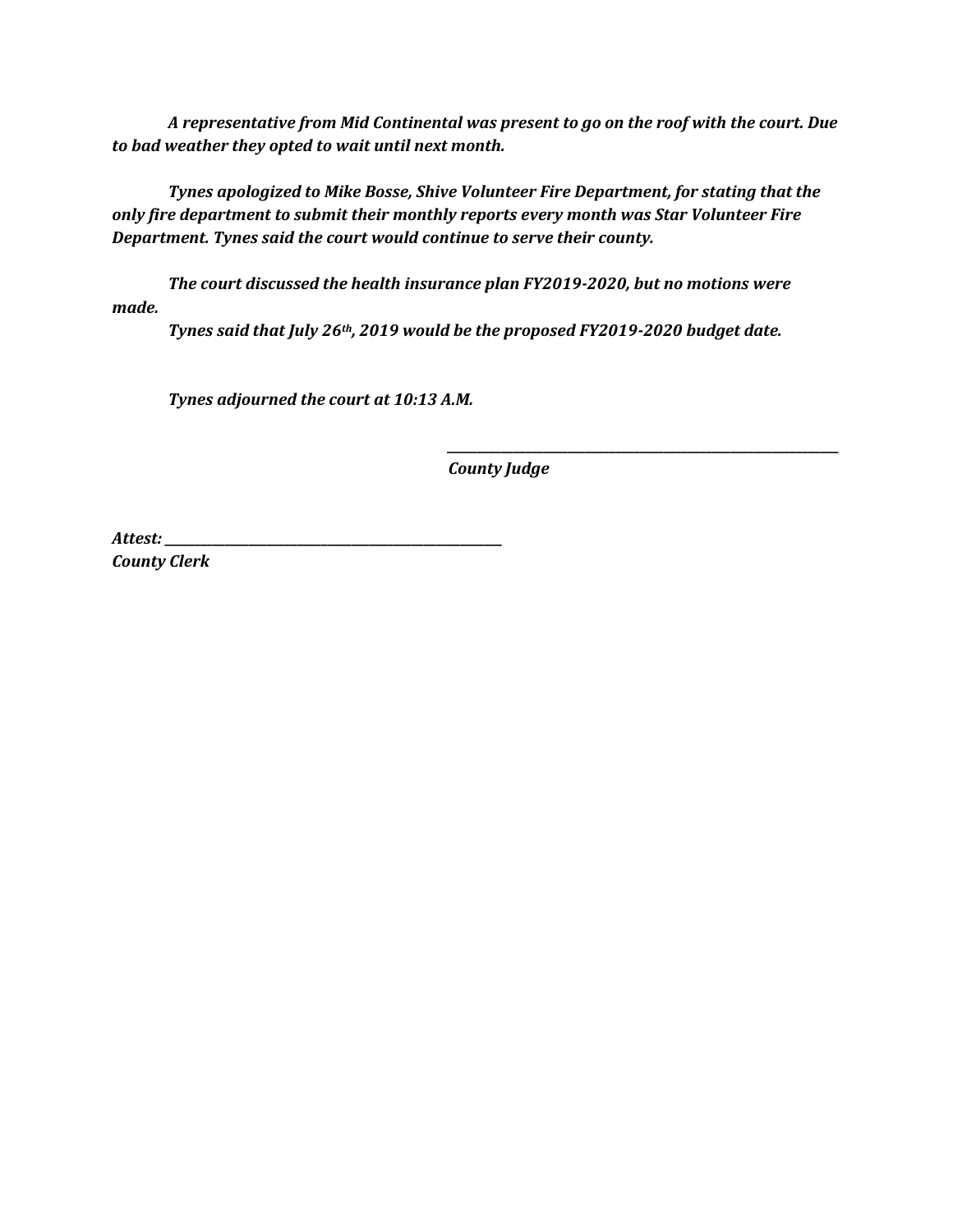***A representative from Mid Continental was present to go on the roof with the court. Due to bad weather they opted to wait until next month.***

***Tynes apologized to Mike Bosse, Shive Volunteer Fire Department, for stating that the only fire department to submit their monthly reports every month was Star Volunteer Fire Department. Tynes said the court would continue to serve their county.***

***The court discussed the health insurance plan FY2019-2020, but no motions were made.***

***Tynes said that July 26th, 2019 would be the proposed FY2019-2020 budget date.***

***Tynes adjourned the court at 10:13 A.M.***

\_\_\_\_\_\_\_\_\_\_\_\_\_\_\_\_\_\_\_\_\_\_\_\_\_\_\_\_\_\_\_\_\_\_\_\_\_\_\_\_

***County Judge***

***Attest:*** \_\_\_\_\_\_\_\_\_\_\_\_\_\_\_\_\_\_\_\_\_\_\_\_\_\_\_\_\_\_\_\_\_\_\_\_\_\_\_\_

***County Clerk***